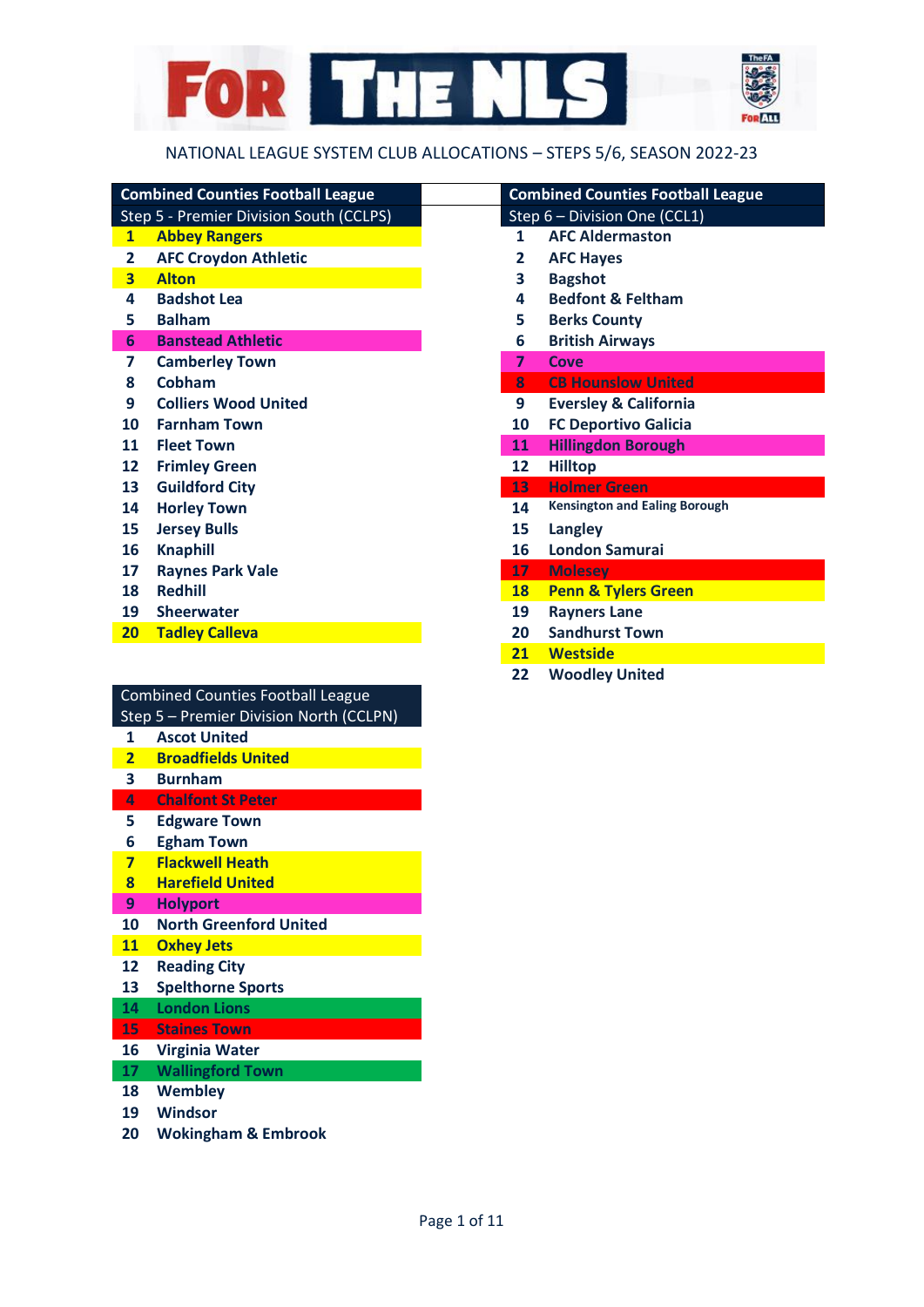# FOR THE NLS

NATIONAL LEAGUE SYSTEM CLUB ALLOCATIONS – STEPS 5/6, SEASON 2022-23

| Combined Counties Football League | |
|---|---|
| Step 5 - Premier Division South (CCLPS) | |
| 1 | Abbey Rangers |
| 2 | AFC Croydon Athletic |
| 3 | Alton |
| 4 | Badshot Lea |
| 5 | Balham |
| 6 | Banstead Athletic |
| 7 | Camberley Town |
| 8 | Cobham |
| 9 | Colliers Wood United |
| 10 | Farnham Town |
| 11 | Fleet Town |
| 12 | Frimley Green |
| 13 | Guildford City |
| 14 | Horley Town |
| 15 | Jersey Bulls |
| 16 | Knaphill |
| 17 | Raynes Park Vale |
| 18 | Redhill |
| 19 | Sheerwater |
| 20 | Tadley Calleva |

| Combined Counties Football League | |
|---|---|
| Step 5 – Premier Division North (CCLPN) | |
| 1 | Ascot United |
| 2 | Broadfields United |
| 3 | Burnham |
| 4 | Chalfont St Peter |
| 5 | Edgware Town |
| 6 | Egham Town |
| 7 | Flackwell Heath |
| 8 | Harefield United |
| 9 | Holyport |
| 10 | North Greenford United |
| 11 | Oxhey Jets |
| 12 | Reading City |
| 13 | Spelthorne Sports |
| 14 | London Lions |
| 15 | Staines Town |
| 16 | Virginia Water |
| 17 | Wallingford Town |
| 18 | Wembley |
| 19 | Windsor |
| 20 | Wokingham & Embrook |

| Combined Counties Football League | |
|---|---|
| Step 6 – Division One (CCL1) | |
| 1 | AFC Aldermaston |
| 2 | AFC Hayes |
| 3 | Bagshot |
| 4 | Bedfont & Feltham |
| 5 | Berks County |
| 6 | British Airways |
| 7 | Cove |
| 8 | CB Hounslow United |
| 9 | Eversley & California |
| 10 | FC Deportivo Galicia |
| 11 | Hillingdon Borough |
| 12 | Hilltop |
| 13 | Holmer Green |
| 14 | Kensington and Ealing Borough |
| 15 | Langley |
| 16 | London Samurai |
| 17 | Molesey |
| 18 | Penn & Tylers Green |
| 19 | Rayners Lane |
| 20 | Sandhurst Town |
| 21 | Westside |
| 22 | Woodley United |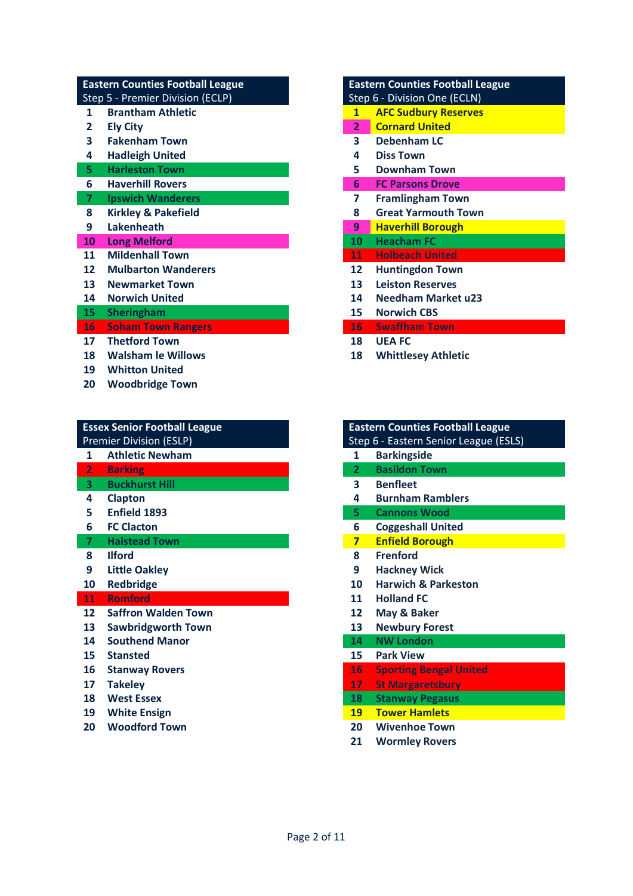| Eastern Counties Football League Step 5 - Premier Division (ECLP) | |
|---|---|
| 1 | Brantham Athletic |
| 2 | Ely City |
| 3 | Fakenham Town |
| 4 | Hadleigh United |
| 5 | Harleston Town |
| 6 | Haverhill Rovers |
| 7 | Ipswich Wanderers |
| 8 | Kirkley & Pakefield |
| 9 | Lakenheath |
| 10 | Long Melford |
| 11 | Mildenhall Town |
| 12 | Mulbarton Wanderers |
| 13 | Newmarket Town |
| 14 | Norwich United |
| 15 | Sheringham |
| 16 | Soham Town Rangers |
| 17 | Thetford Town |
| 18 | Walsham le Willows |
| 19 | Whitton United |
| 20 | Woodbridge Town |

| Eastern Counties Football League Step 6 - Division One (ECLN) | |
|---|---|
| 1 | AFC Sudbury Reserves |
| 2 | Cornard United |
| 3 | Debenham LC |
| 4 | Diss Town |
| 5 | Downham Town |
| 6 | FC Parsons Drove |
| 7 | Framlingham Town |
| 8 | Great Yarmouth Town |
| 9 | Haverhill Borough |
| 10 | Heacham FC |
| 11 | Holbeach United |
| 12 | Huntingdon Town |
| 13 | Leiston Reserves |
| 14 | Needham Market u23 |
| 15 | Norwich CBS |
| 16 | Swaffham Town |
| 18 | UEA FC |
| 18 | Whittlesey Athletic |

| Essex Senior Football League Premier Division (ESLP) | |
|---|---|
| 1 | Athletic Newham |
| 2 | Barking |
| 3 | Buckhurst Hill |
| 4 | Clapton |
| 5 | Enfield 1893 |
| 6 | FC Clacton |
| 7 | Halstead Town |
| 8 | Ilford |
| 9 | Little Oakley |
| 10 | Redbridge |
| 11 | Romford |
| 12 | Saffron Walden Town |
| 13 | Sawbridgworth Town |
| 14 | Southend Manor |
| 15 | Stansted |
| 16 | Stanway Rovers |
| 17 | Takeley |
| 18 | West Essex |
| 19 | White Ensign |
| 20 | Woodford Town |

| Eastern Counties Football League Step 6 - Eastern Senior League (ESLS) | |
|---|---|
| 1 | Barkingside |
| 2 | Basildon Town |
| 3 | Benfleet |
| 4 | Burnham Ramblers |
| 5 | Cannons Wood |
| 6 | Coggeshall United |
| 7 | Enfield Borough |
| 8 | Frenford |
| 9 | Hackney Wick |
| 10 | Harwich & Parkeston |
| 11 | Holland FC |
| 12 | May & Baker |
| 13 | Newbury Forest |
| 14 | NW London |
| 15 | Park View |
| 16 | Sporting Bengal United |
| 17 | St Margaretsbury |
| 18 | Stanway Pegasus |
| 19 | Tower Hamlets |
| 20 | Wivenhoe Town |
| 21 | Wormley Rovers |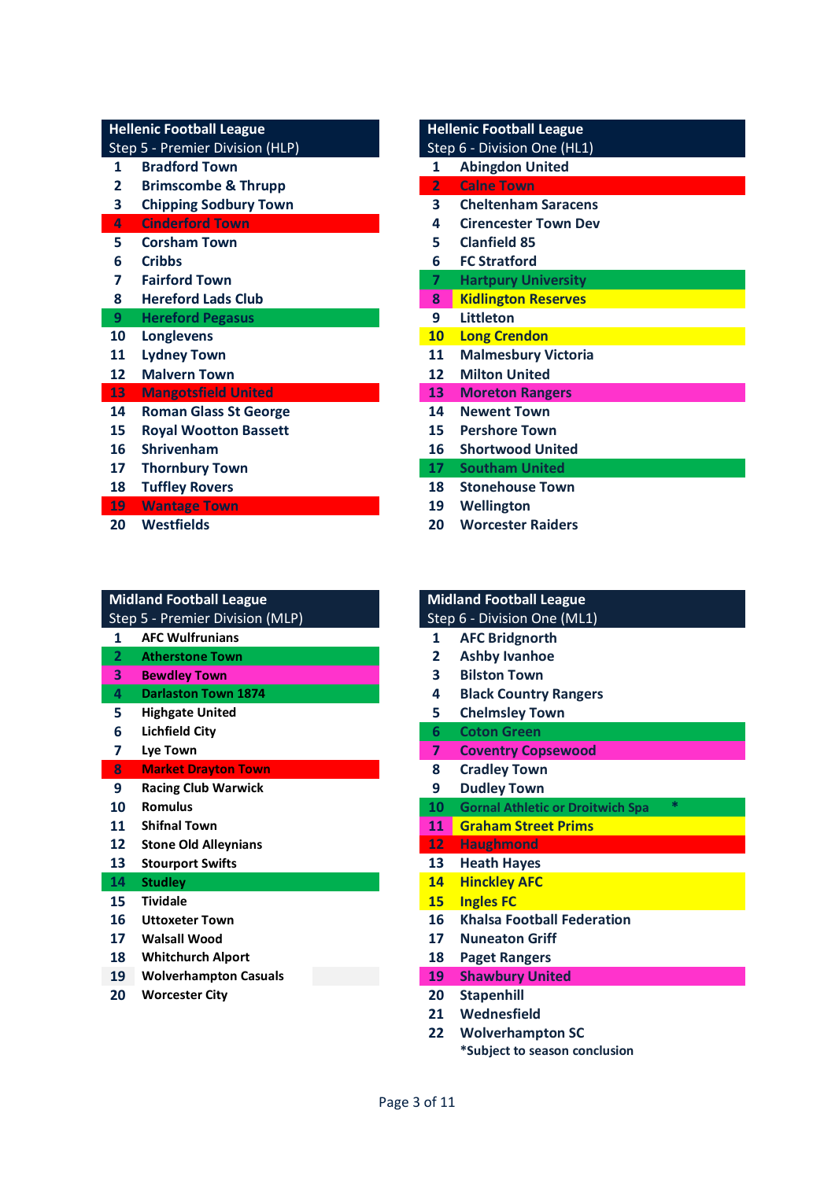| Hellenic Football League Step 5 - Premier Division (HLP) | |
|---|---|
| 1 | Bradford Town |
| 2 | Brimscombe & Thrupp |
| 3 | Chipping Sodbury Town |
| 4 | Cinderford Town |
| 5 | Corsham Town |
| 6 | Cribbs |
| 7 | Fairford Town |
| 8 | Hereford Lads Club |
| 9 | Hereford Pegasus |
| 10 | Longlevens |
| 11 | Lydney Town |
| 12 | Malvern Town |
| 13 | Mangotsfield United |
| 14 | Roman Glass St George |
| 15 | Royal Wootton Bassett |
| 16 | Shrivenham |
| 17 | Thornbury Town |
| 18 | Tuffley Rovers |
| 19 | Wantage Town |
| 20 | Westfields |

| Hellenic Football League Step 6 - Division One (HL1) | |
|---|---|
| 1 | Abingdon United |
| 2 | Calne Town |
| 3 | Cheltenham Saracens |
| 4 | Cirencester Town Dev |
| 5 | Clanfield 85 |
| 6 | FC Stratford |
| 7 | Hartpury University |
| 8 | Kidlington Reserves |
| 9 | Littleton |
| 10 | Long Crendon |
| 11 | Malmesbury Victoria |
| 12 | Milton United |
| 13 | Moreton Rangers |
| 14 | Newent Town |
| 15 | Pershore Town |
| 16 | Shortwood United |
| 17 | Southam United |
| 18 | Stonehouse Town |
| 19 | Wellington |
| 20 | Worcester Raiders |

| Midland Football League Step 5 - Premier Division (MLP) | |
|---|---|
| 1 | AFC Wulfrunians |
| 2 | Atherstone Town |
| 3 | Bewdley Town |
| 4 | Darlaston Town 1874 |
| 5 | Highgate United |
| 6 | Lichfield City |
| 7 | Lye Town |
| 8 | Market Drayton Town |
| 9 | Racing Club Warwick |
| 10 | Romulus |
| 11 | Shifnal Town |
| 12 | Stone Old Alleynians |
| 13 | Stourport Swifts |
| 14 | Studley |
| 15 | Tividale |
| 16 | Uttoxeter Town |
| 17 | Walsall Wood |
| 18 | Whitchurch Alport |
| 19 | Wolverhampton Casuals |
| 20 | Worcester City |

| Midland Football League Step 6 - Division One (ML1) | |
|---|---|
| 1 | AFC Bridgnorth |
| 2 | Ashby Ivanhoe |
| 3 | Bilston Town |
| 4 | Black Country Rangers |
| 5 | Chelmsley Town |
| 6 | Coton Green |
| 7 | Coventry Copsewood |
| 8 | Cradley Town |
| 9 | Dudley Town |
| 10 | Gornal Athletic or Droitwich Spa * |
| 11 | Graham Street Prims |
| 12 | Haughmond |
| 13 | Heath Hayes |
| 14 | Hinckley AFC |
| 15 | Ingles FC |
| 16 | Khalsa Football Federation |
| 17 | Nuneaton Griff |
| 18 | Paget Rangers |
| 19 | Shawbury United |
| 20 | Stapenhill |
| 21 | Wednesfield |
| 22 | Wolverhampton SC |

*Subject to season conclusion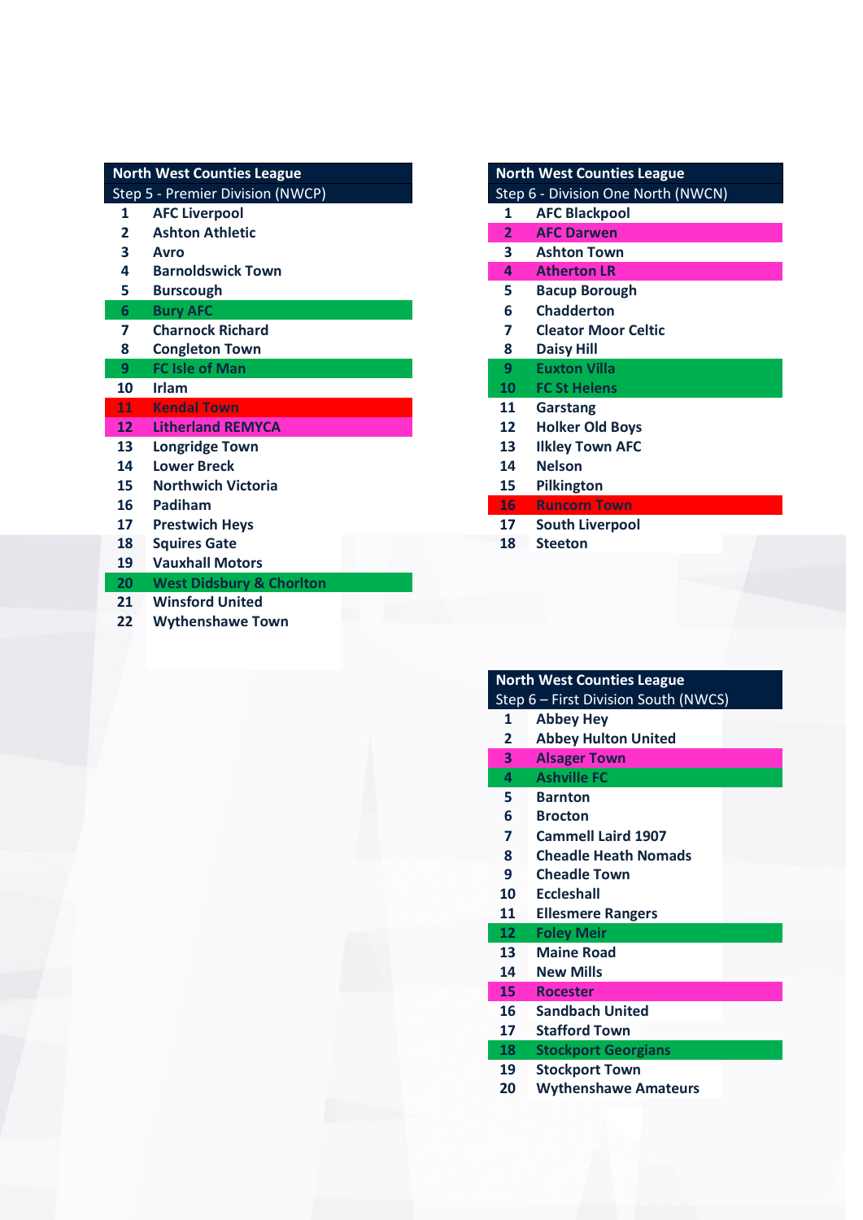## North West Counties League

### Step 5 - Premier Division (NWCP)

| # | Club |
|---|---|
| 1 | AFC Liverpool |
| 2 | Ashton Athletic |
| 3 | Avro |
| 4 | Barnoldswick Town |
| 5 | Burscough |
| 6 | Bury AFC |
| 7 | Charnock Richard |
| 8 | Congleton Town |
| 9 | FC Isle of Man |
| 10 | Irlam |
| 11 | Kendal Town |
| 12 | Litherland REMYCA |
| 13 | Longridge Town |
| 14 | Lower Breck |
| 15 | Northwich Victoria |
| 16 | Padiham |
| 17 | Prestwich Heys |
| 18 | Squires Gate |
| 19 | Vauxhall Motors |
| 20 | West Didsbury & Chorlton |
| 21 | Winsford United |
| 22 | Wythenshawe Town |

## North West Counties League

### Step 6 - Division One North (NWCN)

| # | Club |
|---|---|
| 1 | AFC Blackpool |
| 2 | AFC Darwen |
| 3 | Ashton Town |
| 4 | Atherton LR |
| 5 | Bacup Borough |
| 6 | Chadderton |
| 7 | Cleator Moor Celtic |
| 8 | Daisy Hill |
| 9 | Euxton Villa |
| 10 | FC St Helens |
| 11 | Garstang |
| 12 | Holker Old Boys |
| 13 | Ilkley Town AFC |
| 14 | Nelson |
| 15 | Pilkington |
| 16 | Runcorn Town |
| 17 | South Liverpool |
| 18 | Steeton |

## North West Counties League

### Step 6 – First Division South (NWCS)

| # | Club |
|---|---|
| 1 | Abbey Hey |
| 2 | Abbey Hulton United |
| 3 | Alsager Town |
| 4 | Ashville FC |
| 5 | Barnton |
| 6 | Brocton |
| 7 | Cammell Laird 1907 |
| 8 | Cheadle Heath Nomads |
| 9 | Cheadle Town |
| 10 | Eccleshall |
| 11 | Ellesmere Rangers |
| 12 | Foley Meir |
| 13 | Maine Road |
| 14 | New Mills |
| 15 | Rocester |
| 16 | Sandbach United |
| 17 | Stafford Town |
| 18 | Stockport Georgians |
| 19 | Stockport Town |
| 20 | Wythenshawe Amateurs |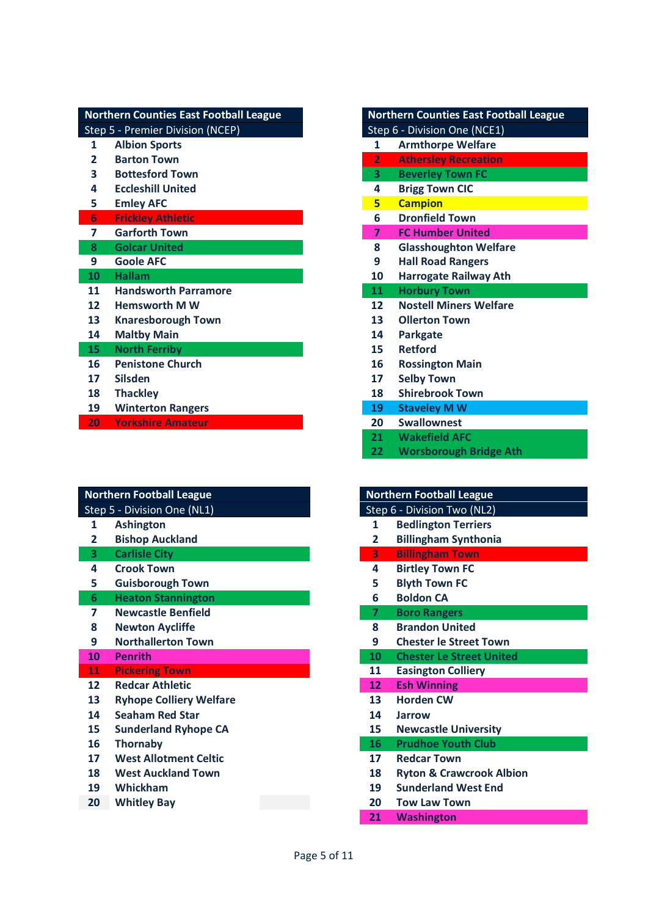| Northern Counties East Football League | |
|---|---|
| Step 5 - Premier Division (NCEP) | |
| 1 | Albion Sports |
| 2 | Barton Town |
| 3 | Bottesford Town |
| 4 | Eccleshill United |
| 5 | Emley AFC |
| 6 | Frickley Athletic |
| 7 | Garforth Town |
| 8 | Golcar United |
| 9 | Goole AFC |
| 10 | Hallam |
| 11 | Handsworth Parramore |
| 12 | Hemsworth M W |
| 13 | Knaresborough Town |
| 14 | Maltby Main |
| 15 | North Ferriby |
| 16 | Penistone Church |
| 17 | Silsden |
| 18 | Thackley |
| 19 | Winterton Rangers |
| 20 | Yorkshire Amateur |

| Northern Counties East Football League | |
|---|---|
| Step 6 - Division One (NCE1) | |
| 1 | Armthorpe Welfare |
| 2 | Athersley Recreation |
| 3 | Beverley Town FC |
| 4 | Brigg Town CIC |
| 5 | Campion |
| 6 | Dronfield Town |
| 7 | FC Humber United |
| 8 | Glasshoughton Welfare |
| 9 | Hall Road Rangers |
| 10 | Harrogate Railway Ath |
| 11 | Horbury Town |
| 12 | Nostell Miners Welfare |
| 13 | Ollerton Town |
| 14 | Parkgate |
| 15 | Retford |
| 16 | Rossington Main |
| 17 | Selby Town |
| 18 | Shirebrook Town |
| 19 | Staveley M W |
| 20 | Swallownest |
| 21 | Wakefield AFC |
| 22 | Worsborough Bridge Ath |

| Northern Football League | |
|---|---|
| Step 5 - Division One (NL1) | |
| 1 | Ashington |
| 2 | Bishop Auckland |
| 3 | Carlisle City |
| 4 | Crook Town |
| 5 | Guisborough Town |
| 6 | Heaton Stannington |
| 7 | Newcastle Benfield |
| 8 | Newton Aycliffe |
| 9 | Northallerton Town |
| 10 | Penrith |
| 11 | Pickering Town |
| 12 | Redcar Athletic |
| 13 | Ryhope Colliery Welfare |
| 14 | Seaham Red Star |
| 15 | Sunderland Ryhope CA |
| 16 | Thornaby |
| 17 | West Allotment Celtic |
| 18 | West Auckland Town |
| 19 | Whickham |
| 20 | Whitley Bay |

| Northern Football League | |
|---|---|
| Step 6 - Division Two (NL2) | |
| 1 | Bedlington Terriers |
| 2 | Billingham Synthonia |
| 3 | Billingham Town |
| 4 | Birtley Town FC |
| 5 | Blyth Town FC |
| 6 | Boldon CA |
| 7 | Boro Rangers |
| 8 | Brandon United |
| 9 | Chester le Street Town |
| 10 | Chester Le Street United |
| 11 | Easington Colliery |
| 12 | Esh Winning |
| 13 | Horden CW |
| 14 | Jarrow |
| 15 | Newcastle University |
| 16 | Prudhoe Youth Club |
| 17 | Redcar Town |
| 18 | Ryton & Crawcrook Albion |
| 19 | Sunderland West End |
| 20 | Tow Law Town |
| 21 | Washington |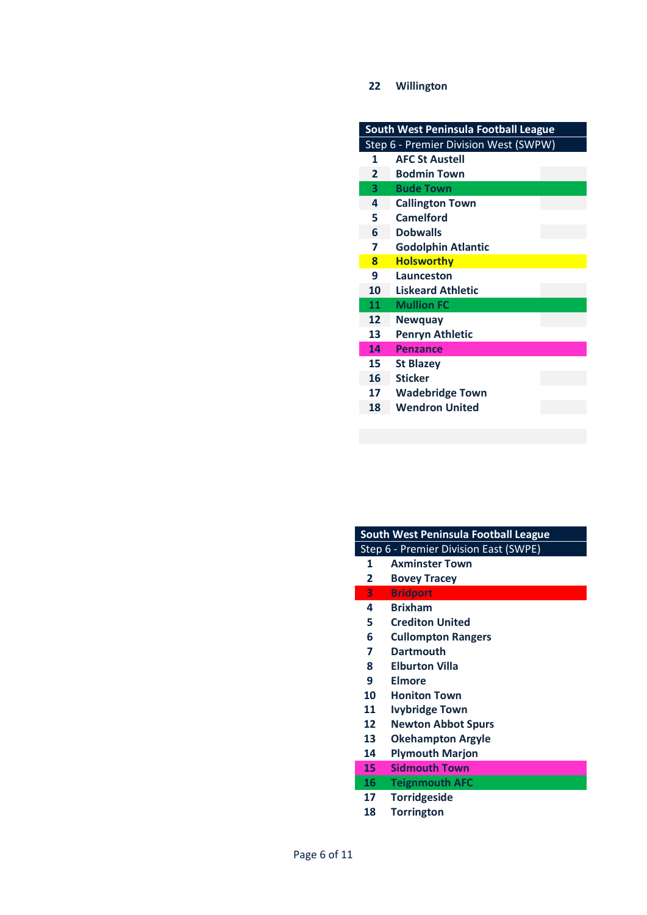| 22 | Willington |
|---|---|

| South West Peninsula Football League | |
|---|---|
| Step 6 - Premier Division West (SWPW) | |
| 1 | AFC St Austell |
| 2 | Bodmin Town |
| 3 | Bude Town |
| 4 | Callington Town |
| 5 | Camelford |
| 6 | Dobwalls |
| 7 | Godolphin Atlantic |
| 8 | Holsworthy |
| 9 | Launceston |
| 10 | Liskeard Athletic |
| 11 | Mullion FC |
| 12 | Newquay |
| 13 | Penryn Athletic |
| 14 | Penzance |
| 15 | St Blazey |
| 16 | Sticker |
| 17 | Wadebridge Town |
| 18 | Wendron United |

| South West Peninsula Football League | |
|---|---|
| Step 6 - Premier Division East (SWPE) | |
| 1 | Axminster Town |
| 2 | Bovey Tracey |
| 3 | Bridport |
| 4 | Brixham |
| 5 | Crediton United |
| 6 | Cullompton Rangers |
| 7 | Dartmouth |
| 8 | Elburton Villa |
| 9 | Elmore |
| 10 | Honiton Town |
| 11 | Ivybridge Town |
| 12 | Newton Abbot Spurs |
| 13 | Okehampton Argyle |
| 14 | Plymouth Marjon |
| 15 | Sidmouth Town |
| 16 | Teignmouth AFC |
| 17 | Torridgeside |
| 18 | Torrington |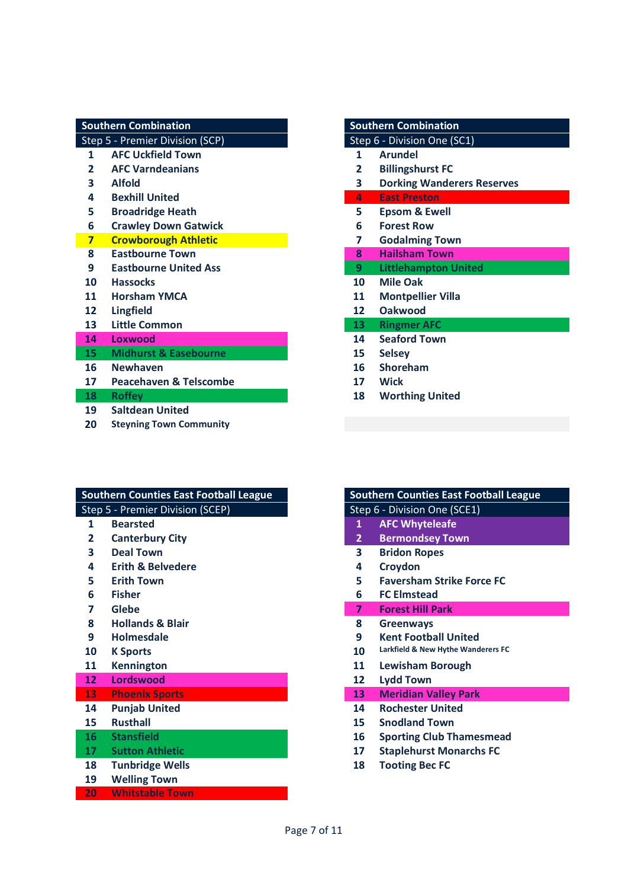| Southern Combination | |
|---|---|
| Step 5 - Premier Division (SCP) | |
| 1 | AFC Uckfield Town |
| 2 | AFC Varndeanians |
| 3 | Alfold |
| 4 | Bexhill United |
| 5 | Broadridge Heath |
| 6 | Crawley Down Gatwick |
| 7 | Crowborough Athletic |
| 8 | Eastbourne Town |
| 9 | Eastbourne United Ass |
| 10 | Hassocks |
| 11 | Horsham YMCA |
| 12 | Lingfield |
| 13 | Little Common |
| 14 | Loxwood |
| 15 | Midhurst & Easebourne |
| 16 | Newhaven |
| 17 | Peacehaven & Telscombe |
| 18 | Roffey |
| 19 | Saltdean United |
| 20 | Steyning Town Community |

| Southern Combination | |
|---|---|
| Step 6 - Division One (SC1) | |
| 1 | Arundel |
| 2 | Billingshurst FC |
| 3 | Dorking Wanderers Reserves |
| 4 | East Preston |
| 5 | Epsom & Ewell |
| 6 | Forest Row |
| 7 | Godalming Town |
| 8 | Hailsham Town |
| 9 | Littlehampton United |
| 10 | Mile Oak |
| 11 | Montpellier Villa |
| 12 | Oakwood |
| 13 | Ringmer AFC |
| 14 | Seaford Town |
| 15 | Selsey |
| 16 | Shoreham |
| 17 | Wick |
| 18 | Worthing United |

| Southern Counties East Football League | |
|---|---|
| Step 5 - Premier Division (SCEP) | |
| 1 | Bearsted |
| 2 | Canterbury City |
| 3 | Deal Town |
| 4 | Erith & Belvedere |
| 5 | Erith Town |
| 6 | Fisher |
| 7 | Glebe |
| 8 | Hollands & Blair |
| 9 | Holmesdale |
| 10 | K Sports |
| 11 | Kennington |
| 12 | Lordswood |
| 13 | Phoenix Sports |
| 14 | Punjab United |
| 15 | Rusthall |
| 16 | Stansfield |
| 17 | Sutton Athletic |
| 18 | Tunbridge Wells |
| 19 | Welling Town |
| 20 | Whitstable Town |

| Southern Counties East Football League | |
|---|---|
| Step 6 - Division One (SCE1) | |
| 1 | AFC Whyteleafe |
| 2 | Bermondsey Town |
| 3 | Bridon Ropes |
| 4 | Croydon |
| 5 | Faversham Strike Force FC |
| 6 | FC Elmstead |
| 7 | Forest Hill Park |
| 8 | Greenways |
| 9 | Kent Football United |
| 10 | Larkfield & New Hythe Wanderers FC |
| 11 | Lewisham Borough |
| 12 | Lydd Town |
| 13 | Meridian Valley Park |
| 14 | Rochester United |
| 15 | Snodland Town |
| 16 | Sporting Club Thamesmead |
| 17 | Staplehurst Monarchs FC |
| 18 | Tooting Bec FC |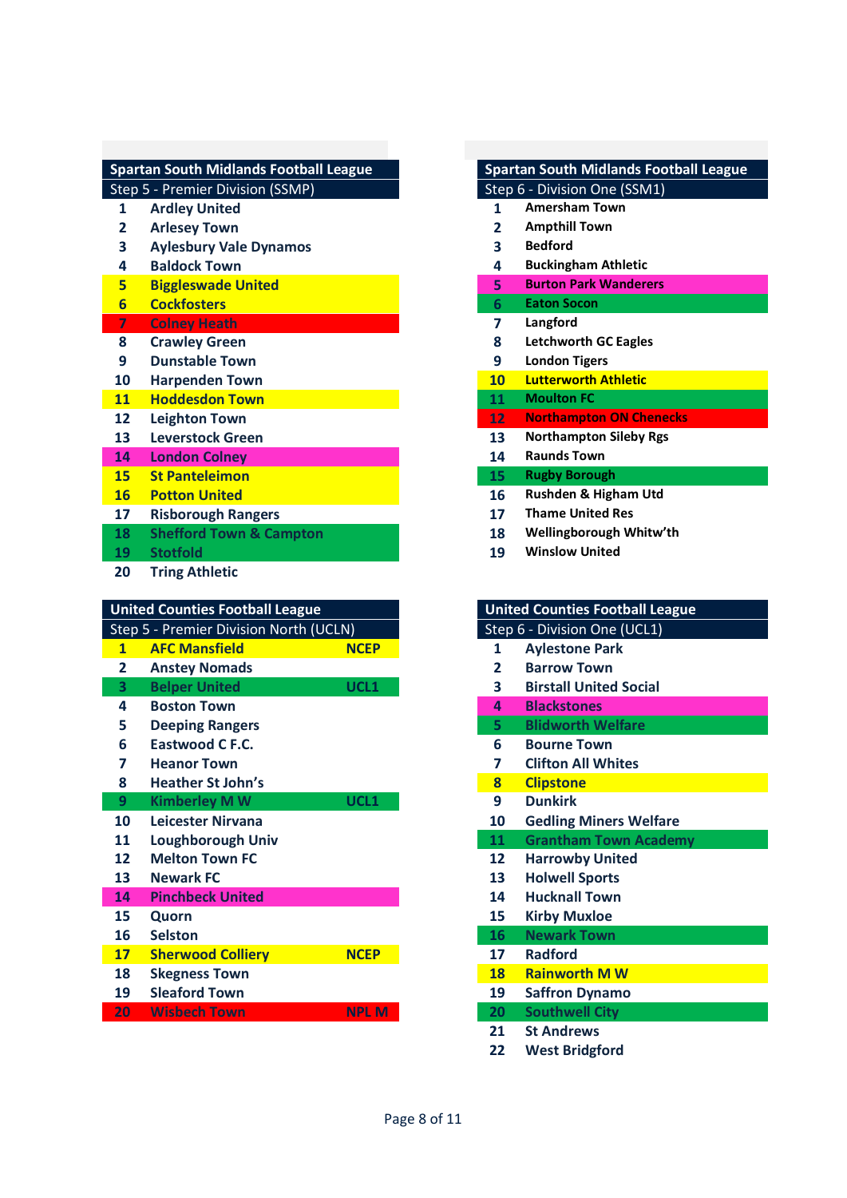**Spartan South Midlands Football League**

**Step 5 - Premier Division (SSMP)**

| # | Club |
|---|---|
| 1 | Ardley United |
| 2 | Arlesey Town |
| 3 | Aylesbury Vale Dynamos |
| 4 | Baldock Town |
| 5 | Biggleswade United |
| 6 | Cockfosters |
| 7 | Colney Heath |
| 8 | Crawley Green |
| 9 | Dunstable Town |
| 10 | Harpenden Town |
| 11 | Hoddesdon Town |
| 12 | Leighton Town |
| 13 | Leverstock Green |
| 14 | London Colney |
| 15 | St Panteleimon |
| 16 | Potton United |
| 17 | Risborough Rangers |
| 18 | Shefford Town & Campton |
| 19 | Stotfold |
| 20 | Tring Athletic |

**Spartan South Midlands Football League**

**Step 6 - Division One (SSM1)**

| # | Club |
|---|---|
| 1 | Amersham Town |
| 2 | Ampthill Town |
| 3 | Bedford |
| 4 | Buckingham Athletic |
| 5 | Burton Park Wanderers |
| 6 | Eaton Socon |
| 7 | Langford |
| 8 | Letchworth GC Eagles |
| 9 | London Tigers |
| 10 | Lutterworth Athletic |
| 11 | Moulton FC |
| 12 | Northampton ON Chenecks |
| 13 | Northampton Sileby Rgs |
| 14 | Raunds Town |
| 15 | Rugby Borough |
| 16 | Rushden & Higham Utd |
| 17 | Thame United Res |
| 18 | Wellingborough Whitw'th |
| 19 | Winslow United |

**United Counties Football League**

**Step 5 - Premier Division North (UCLN)**

| # | Club | |
|---|---|---|
| 1 | AFC Mansfield | NCEP |
| 2 | Anstey Nomads | |
| 3 | Belper United | UCL1 |
| 4 | Boston Town | |
| 5 | Deeping Rangers | |
| 6 | Eastwood C F.C. | |
| 7 | Heanor Town | |
| 8 | Heather St John's | |
| 9 | Kimberley M W | UCL1 |
| 10 | Leicester Nirvana | |
| 11 | Loughborough Univ | |
| 12 | Melton Town FC | |
| 13 | Newark FC | |
| 14 | Pinchbeck United | |
| 15 | Quorn | |
| 16 | Selston | |
| 17 | Sherwood Colliery | NCEP |
| 18 | Skegness Town | |
| 19 | Sleaford Town | |
| 20 | Wisbech Town | NPL M |

**United Counties Football League**

**Step 6 - Division One (UCL1)**

| # | Club |
|---|---|
| 1 | Aylestone Park |
| 2 | Barrow Town |
| 3 | Birstall United Social |
| 4 | Blackstones |
| 5 | Blidworth Welfare |
| 6 | Bourne Town |
| 7 | Clifton All Whites |
| 8 | Clipstone |
| 9 | Dunkirk |
| 10 | Gedling Miners Welfare |
| 11 | Grantham Town Academy |
| 12 | Harrowby United |
| 13 | Holwell Sports |
| 14 | Hucknall Town |
| 15 | Kirby Muxloe |
| 16 | Newark Town |
| 17 | Radford |
| 18 | Rainworth M W |
| 19 | Saffron Dynamo |
| 20 | Southwell City |
| 21 | St Andrews |
| 22 | West Bridgford |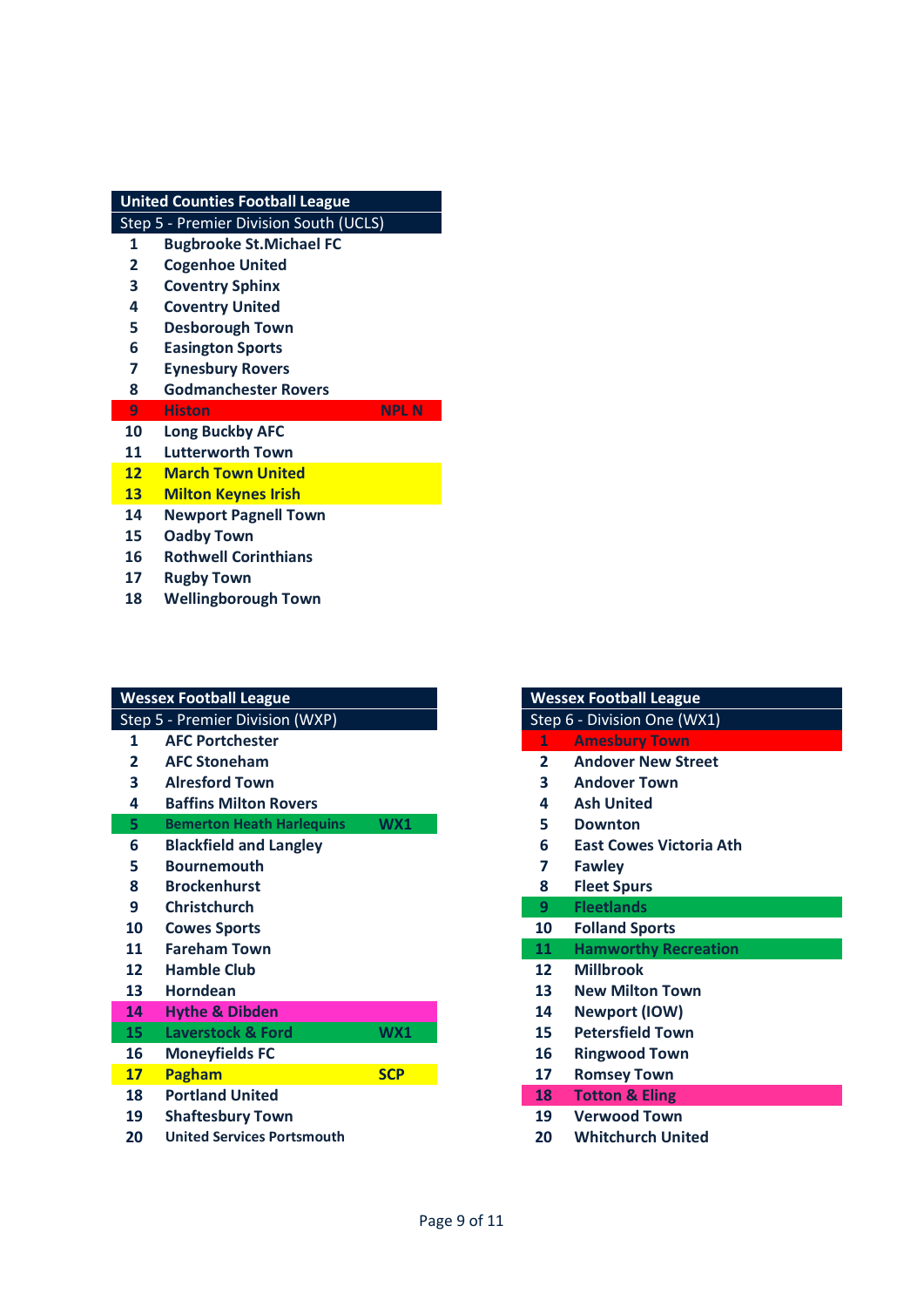| United Counties Football League | | |
|---|---|---|
| Step 5 - Premier Division South (UCLS) | | |
| 1 | Bugbrooke St.Michael FC | |
| 2 | Cogenhoe United | |
| 3 | Coventry Sphinx | |
| 4 | Coventry United | |
| 5 | Desborough Town | |
| 6 | Easington Sports | |
| 7 | Eynesbury Rovers | |
| 8 | Godmanchester Rovers | |
| 9 | Histon | NPL N |
| 10 | Long Buckby AFC | |
| 11 | Lutterworth Town | |
| 12 | March Town United | |
| 13 | Milton Keynes Irish | |
| 14 | Newport Pagnell Town | |
| 15 | Oadby Town | |
| 16 | Rothwell Corinthians | |
| 17 | Rugby Town | |
| 18 | Wellingborough Town | |

| Wessex Football League | | |
|---|---|---|
| Step 5 - Premier Division (WXP) | | |
| 1 | AFC Portchester | |
| 2 | AFC Stoneham | |
| 3 | Alresford Town | |
| 4 | Baffins Milton Rovers | |
| 5 | Bemerton Heath Harlequins | WX1 |
| 6 | Blackfield and Langley | |
| 5 | Bournemouth | |
| 8 | Brockenhurst | |
| 9 | Christchurch | |
| 10 | Cowes Sports | |
| 11 | Fareham Town | |
| 12 | Hamble Club | |
| 13 | Horndean | |
| 14 | Hythe & Dibden | |
| 15 | Laverstock & Ford | WX1 |
| 16 | Moneyfields FC | |
| 17 | Pagham | SCP |
| 18 | Portland United | |
| 19 | Shaftesbury Town | |
| 20 | United Services Portsmouth | |

| Wessex Football League | |
|---|---|
| Step 6 - Division One (WX1) | |
| 1 | Amesbury Town |
| 2 | Andover New Street |
| 3 | Andover Town |
| 4 | Ash United |
| 5 | Downton |
| 6 | East Cowes Victoria Ath |
| 7 | Fawley |
| 8 | Fleet Spurs |
| 9 | Fleetlands |
| 10 | Folland Sports |
| 11 | Hamworthy Recreation |
| 12 | Millbrook |
| 13 | New Milton Town |
| 14 | Newport (IOW) |
| 15 | Petersfield Town |
| 16 | Ringwood Town |
| 17 | Romsey Town |
| 18 | Totton & Eling |
| 19 | Verwood Town |
| 20 | Whitchurch United |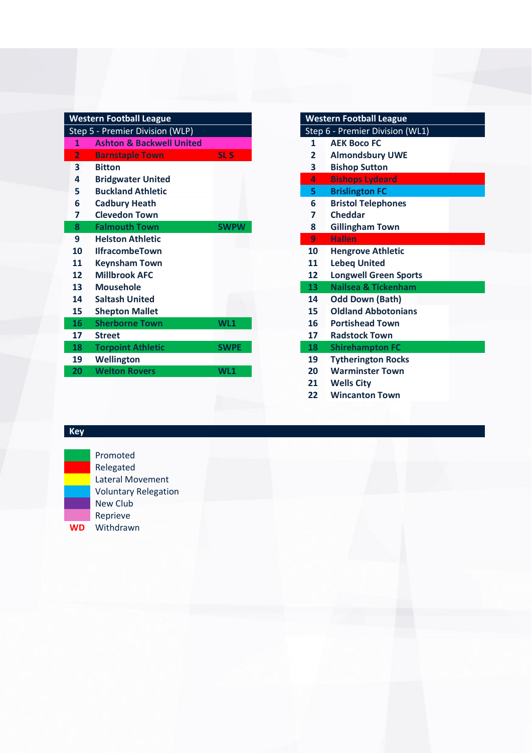## Western Football League

### Step 5 - Premier Division (WLP)

| # | Club | |
|---|---|---|
| 1 | Ashton & Backwell United | |
| 2 | Barnstaple Town | SL S |
| 3 | Bitton | |
| 4 | Bridgwater United | |
| 5 | Buckland Athletic | |
| 6 | Cadbury Heath | |
| 7 | Clevedon Town | |
| 8 | Falmouth Town | SWPW |
| 9 | Helston Athletic | |
| 10 | IlfracombeTown | |
| 11 | Keynsham Town | |
| 12 | Millbrook AFC | |
| 13 | Mousehole | |
| 14 | Saltash United | |
| 15 | Shepton Mallet | |
| 16 | Sherborne Town | WL1 |
| 17 | Street | |
| 18 | Torpoint Athletic | SWPE |
| 19 | Wellington | |
| 20 | Welton Rovers | WL1 |

## Western Football League

### Step 6 - Premier Division (WL1)

| # | Club |
|---|---|
| 1 | AEK Boco FC |
| 2 | Almondsbury UWE |
| 3 | Bishop Sutton |
| 4 | Bishops Lydeard |
| 5 | Brislington FC |
| 6 | Bristol Telephones |
| 7 | Cheddar |
| 8 | Gillingham Town |
| 9 | Hallen |
| 10 | Hengrove Athletic |
| 11 | Lebeq United |
| 12 | Longwell Green Sports |
| 13 | Nailsea & Tickenham |
| 14 | Odd Down (Bath) |
| 15 | Oldland Abbotonians |
| 16 | Portishead Town |
| 17 | Radstock Town |
| 18 | Shirehampton FC |
| 19 | Tytherington Rocks |
| 20 | Warminster Town |
| 21 | Wells City |
| 22 | Wincanton Town |

## Key

- Promoted
- Relegated
- Lateral Movement
- Voluntary Relegation
- New Club
- Reprieve
- WD Withdrawn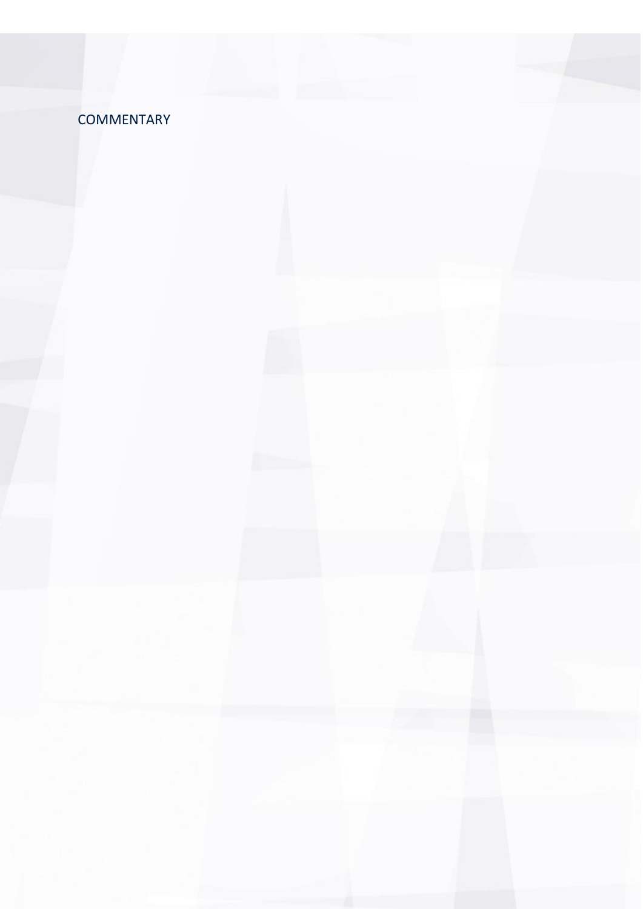COMMENTARY